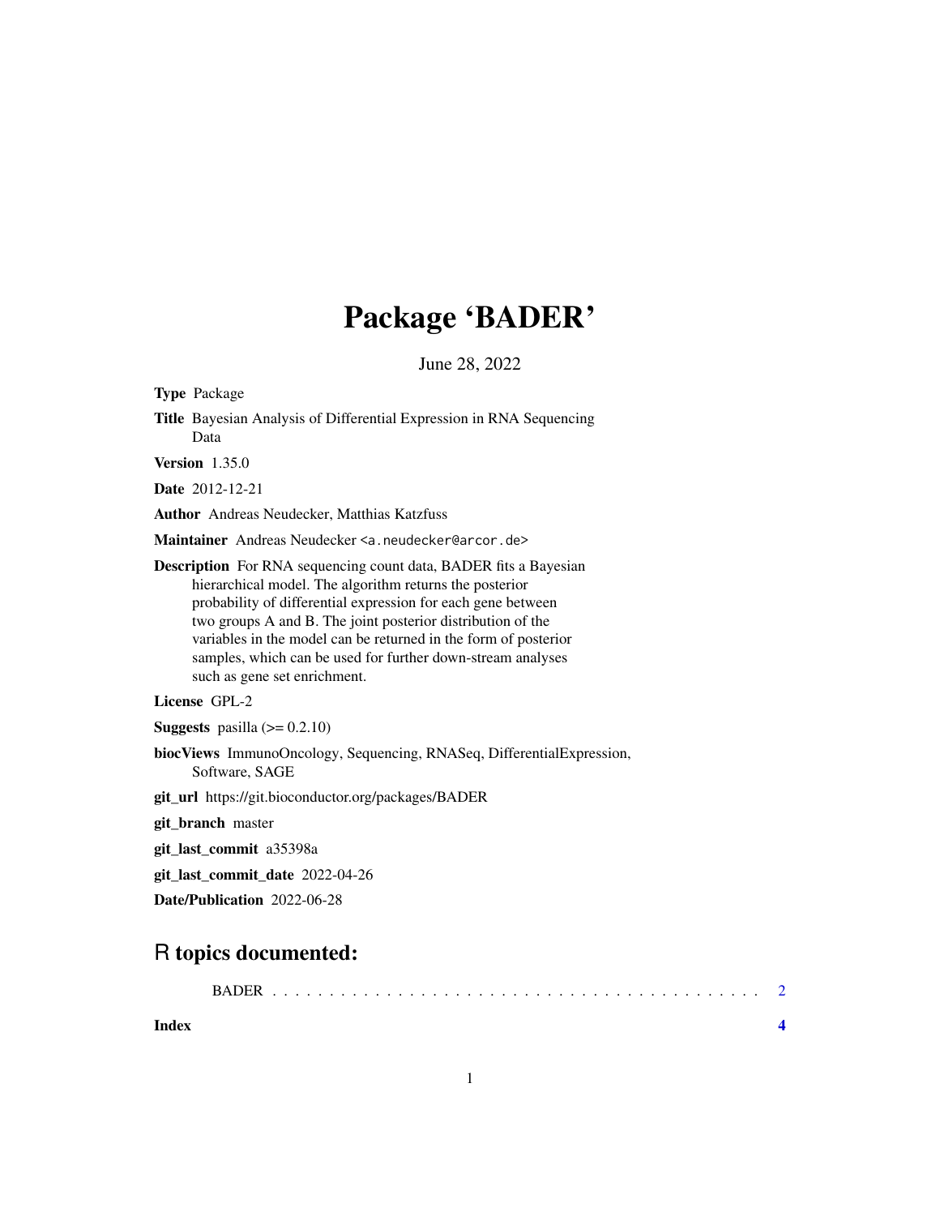# Package 'BADER'

June 28, 2022

**Type** Package

**Title** Bayesian Analysis of Differential Expression in RNA Sequencing Data

**Version** 1.35.0

**Date** 2012-12-21

**Author** Andreas Neudecker, Matthias Katzfuss

**Maintainer** Andreas Neudecker <a.neudecker@arcor.de>

**Description** For RNA sequencing count data, BADER fits a Bayesian hierarchical model. The algorithm returns the posterior probability of differential expression for each gene between two groups A and B. The joint posterior distribution of the variables in the model can be returned in the form of posterior samples, which can be used for further down-stream analyses such as gene set enrichment.

**License** GPL-2

**Suggests** pasilla (>= 0.2.10)

**biocViews** ImmunoOncology, Sequencing, RNASeq, DifferentialExpression, Software, SAGE

**git_url** https://git.bioconductor.org/packages/BADER

**git_branch** master

**git_last_commit** a35398a

**git_last_commit_date** 2022-04-26

**Date/Publication** 2022-06-28

## R topics documented:

BADER . . . . . . . . . . . . . . . . . . . . . . . . . . . . . . . . . . . . . . . . 2

**Index** **4**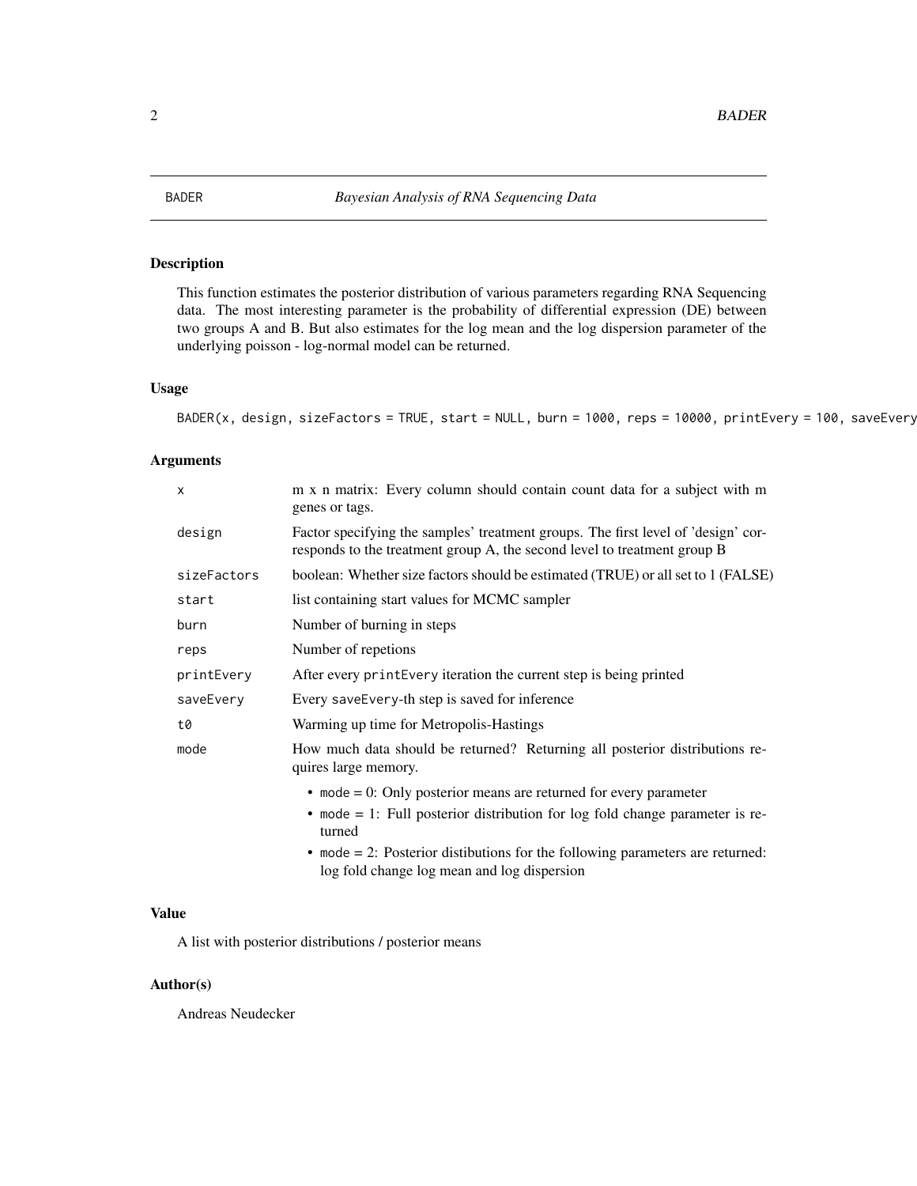# BADER — *Bayesian Analysis of RNA Sequencing Data*

## Description

This function estimates the posterior distribution of various parameters regarding RNA Sequencing data. The most interesting parameter is the probability of differential expression (DE) between two groups A and B. But also estimates for the log mean and the log dispersion parameter of the underlying poisson - log-normal model can be returned.

## Usage

```
BADER(x, design, sizeFactors = TRUE, start = NULL, burn = 1000, reps = 10000, printEvery = 100, saveEvery
```

## Arguments

| | |
|---|---|
| `x` | m x n matrix: Every column should contain count data for a subject with m genes or tags. |
| `design` | Factor specifying the samples' treatment groups. The first level of 'design' corresponds to the treatment group A, the second level to treatment group B |
| `sizeFactors` | boolean: Whether size factors should be estimated (TRUE) or all set to 1 (FALSE) |
| `start` | list containing start values for MCMC sampler |
| `burn` | Number of burning in steps |
| `reps` | Number of repetions |
| `printEvery` | After every `printEvery` iteration the current step is being printed |
| `saveEvery` | Every `saveEvery`-th step is saved for inference |
| `t0` | Warming up time for Metropolis-Hastings |
| `mode` | How much data should be returned? Returning all posterior distributions requires large memory. <br>• `mode` = 0: Only posterior means are returned for every parameter <br>• `mode` = 1: Full posterior distribution for log fold change parameter is returned <br>• `mode` = 2: Posterior distibutions for the following parameters are returned: log fold change log mean and log dispersion |

## Value

A list with posterior distributions / posterior means

## Author(s)

Andreas Neudecker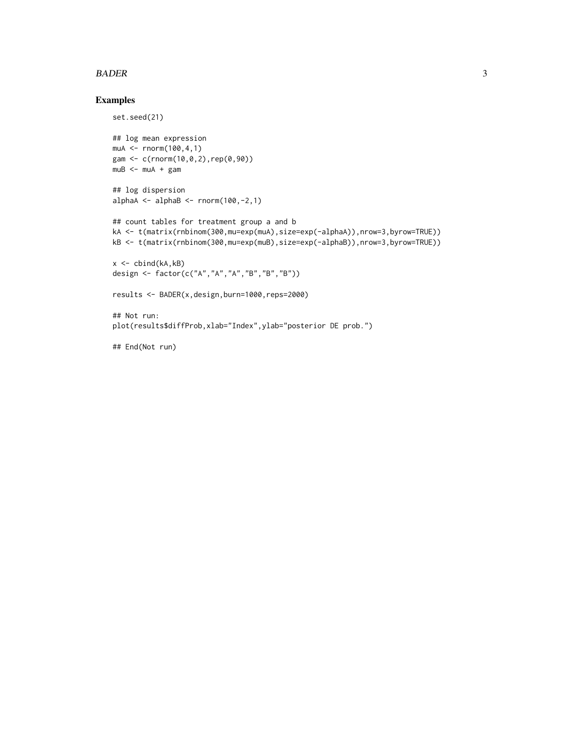## Examples

```
set.seed(21)

## log mean expression
muA <- rnorm(100,4,1)
gam <- c(rnorm(10,0,2),rep(0,90))
muB <- muA + gam

## log dispersion
alphaA <- alphaB <- rnorm(100,-2,1)

## count tables for treatment group a and b
kA <- t(matrix(rnbinom(300,mu=exp(muA),size=exp(-alphaA)),nrow=3,byrow=TRUE))
kB <- t(matrix(rnbinom(300,mu=exp(muB),size=exp(-alphaB)),nrow=3,byrow=TRUE))

x <- cbind(kA,kB)
design <- factor(c("A","A","A","B","B","B"))

results <- BADER(x,design,burn=1000,reps=2000)

## Not run:
plot(results$diffProb,xlab="Index",ylab="posterior DE prob.")

## End(Not run)
```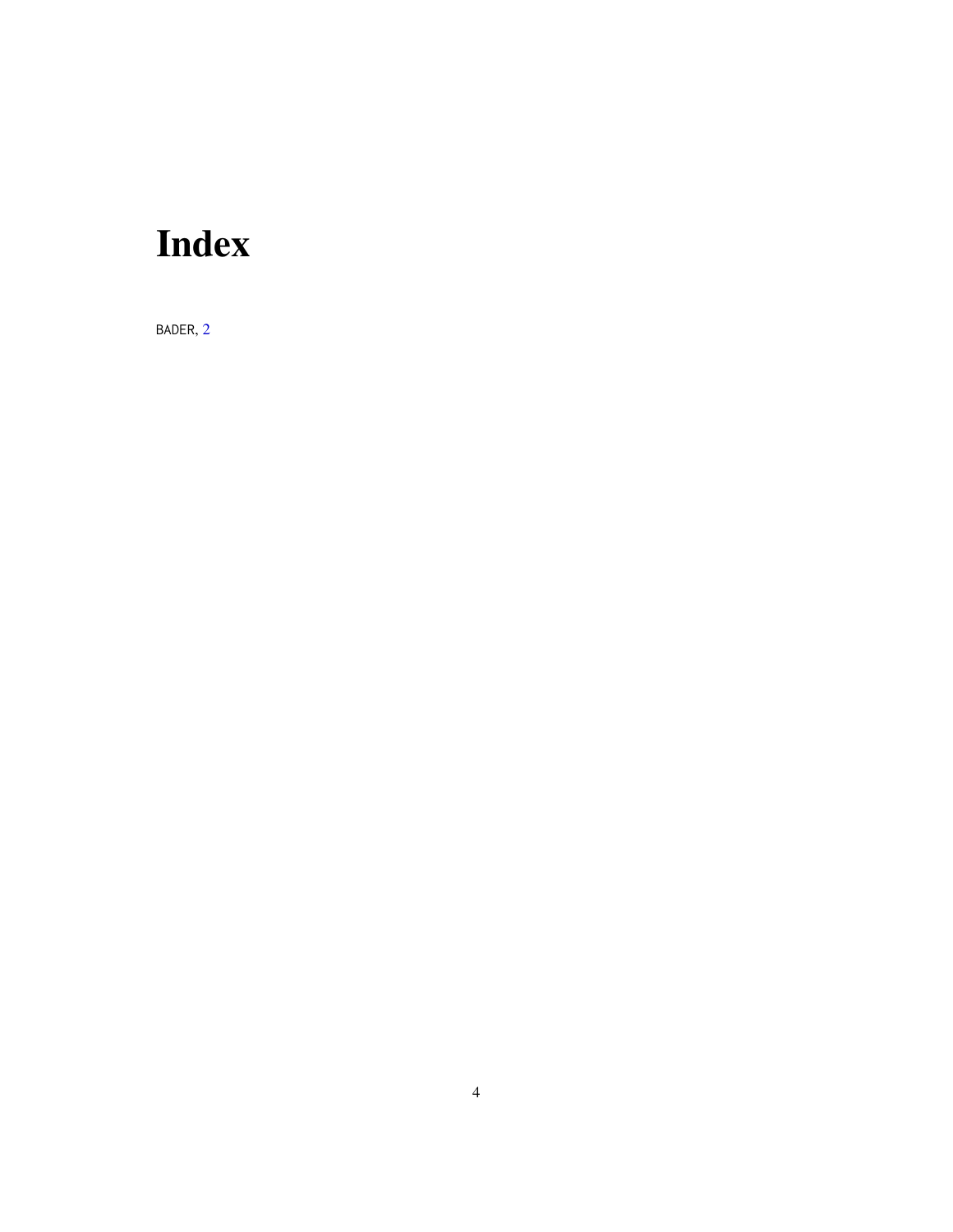# Index

BADER, 2